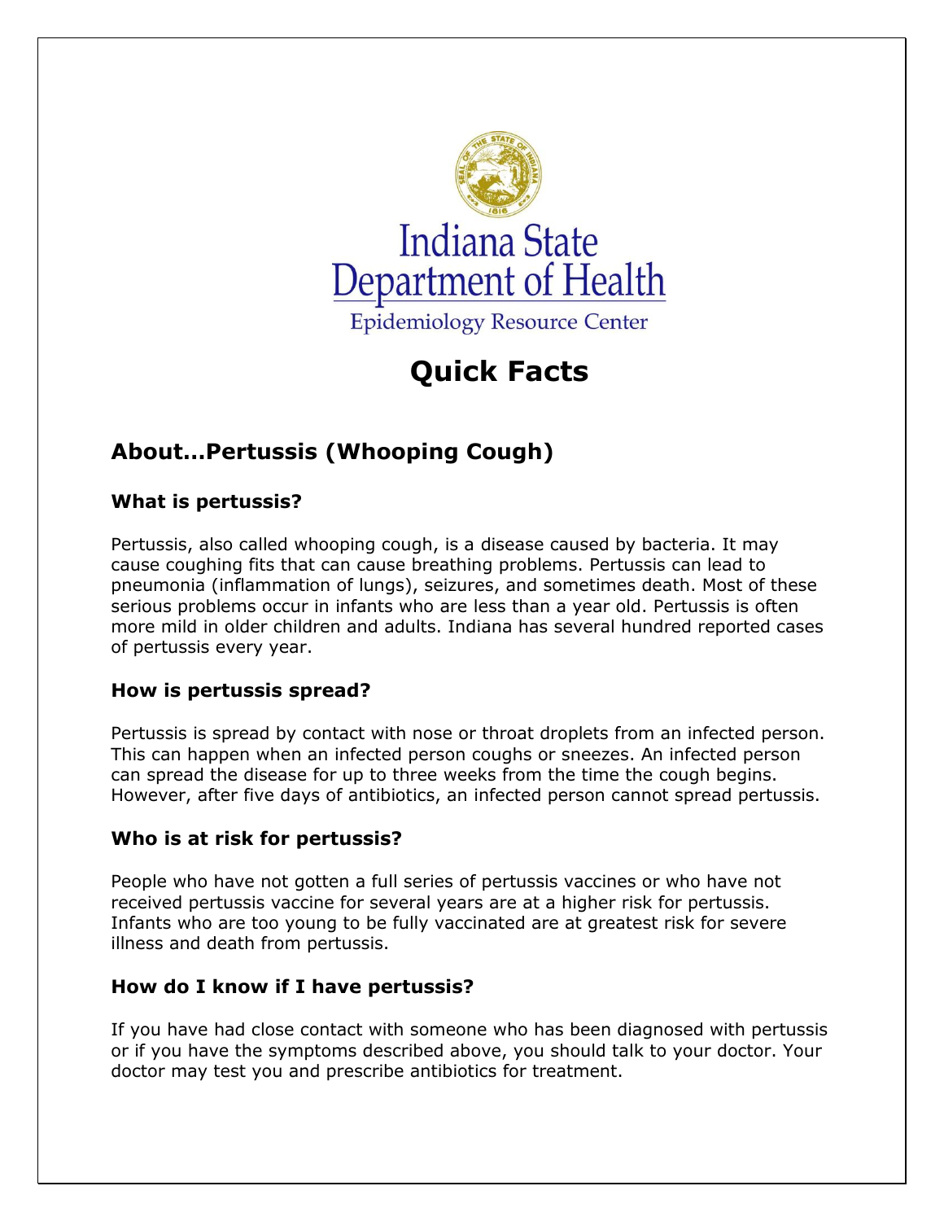Indiana State Department of Health

Epidemiology Resource Center

# Quick Facts

## About…Pertussis (Whooping Cough)

### What is pertussis?

Pertussis, also called whooping cough, is a disease caused by bacteria. It may cause coughing fits that can cause breathing problems. Pertussis can lead to pneumonia (inflammation of lungs), seizures, and sometimes death. Most of these serious problems occur in infants who are less than a year old. Pertussis is often more mild in older children and adults. Indiana has several hundred reported cases of pertussis every year.

### How is pertussis spread?

Pertussis is spread by contact with nose or throat droplets from an infected person. This can happen when an infected person coughs or sneezes. An infected person can spread the disease for up to three weeks from the time the cough begins. However, after five days of antibiotics, an infected person cannot spread pertussis.

### Who is at risk for pertussis?

People who have not gotten a full series of pertussis vaccines or who have not received pertussis vaccine for several years are at a higher risk for pertussis. Infants who are too young to be fully vaccinated are at greatest risk for severe illness and death from pertussis.

### How do I know if I have pertussis?

If you have had close contact with someone who has been diagnosed with pertussis or if you have the symptoms described above, you should talk to your doctor. Your doctor may test you and prescribe antibiotics for treatment.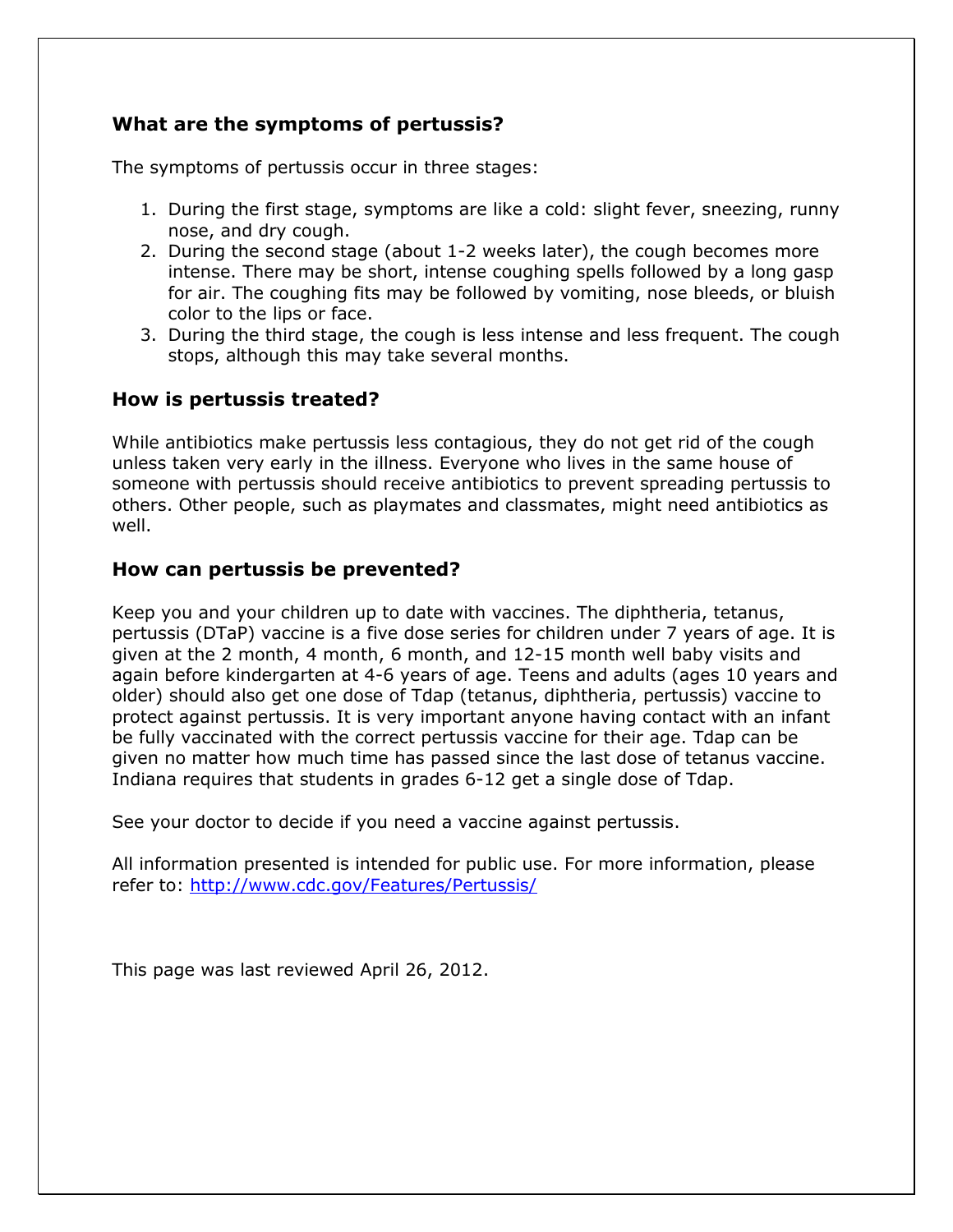### What are the symptoms of pertussis?

The symptoms of pertussis occur in three stages:

1. During the first stage, symptoms are like a cold: slight fever, sneezing, runny nose, and dry cough.
2. During the second stage (about 1-2 weeks later), the cough becomes more intense. There may be short, intense coughing spells followed by a long gasp for air. The coughing fits may be followed by vomiting, nose bleeds, or bluish color to the lips or face.
3. During the third stage, the cough is less intense and less frequent. The cough stops, although this may take several months.

### How is pertussis treated?

While antibiotics make pertussis less contagious, they do not get rid of the cough unless taken very early in the illness. Everyone who lives in the same house of someone with pertussis should receive antibiotics to prevent spreading pertussis to others. Other people, such as playmates and classmates, might need antibiotics as well.

### How can pertussis be prevented?

Keep you and your children up to date with vaccines. The diphtheria, tetanus, pertussis (DTaP) vaccine is a five dose series for children under 7 years of age. It is given at the 2 month, 4 month, 6 month, and 12-15 month well baby visits and again before kindergarten at 4-6 years of age. Teens and adults (ages 10 years and older) should also get one dose of Tdap (tetanus, diphtheria, pertussis) vaccine to protect against pertussis. It is very important anyone having contact with an infant be fully vaccinated with the correct pertussis vaccine for their age. Tdap can be given no matter how much time has passed since the last dose of tetanus vaccine. Indiana requires that students in grades 6-12 get a single dose of Tdap.

See your doctor to decide if you need a vaccine against pertussis.

All information presented is intended for public use. For more information, please refer to: [http://www.cdc.gov/Features/Pertussis/](http://www.cdc.gov/Features/Pertussis/)

This page was last reviewed April 26, 2012.